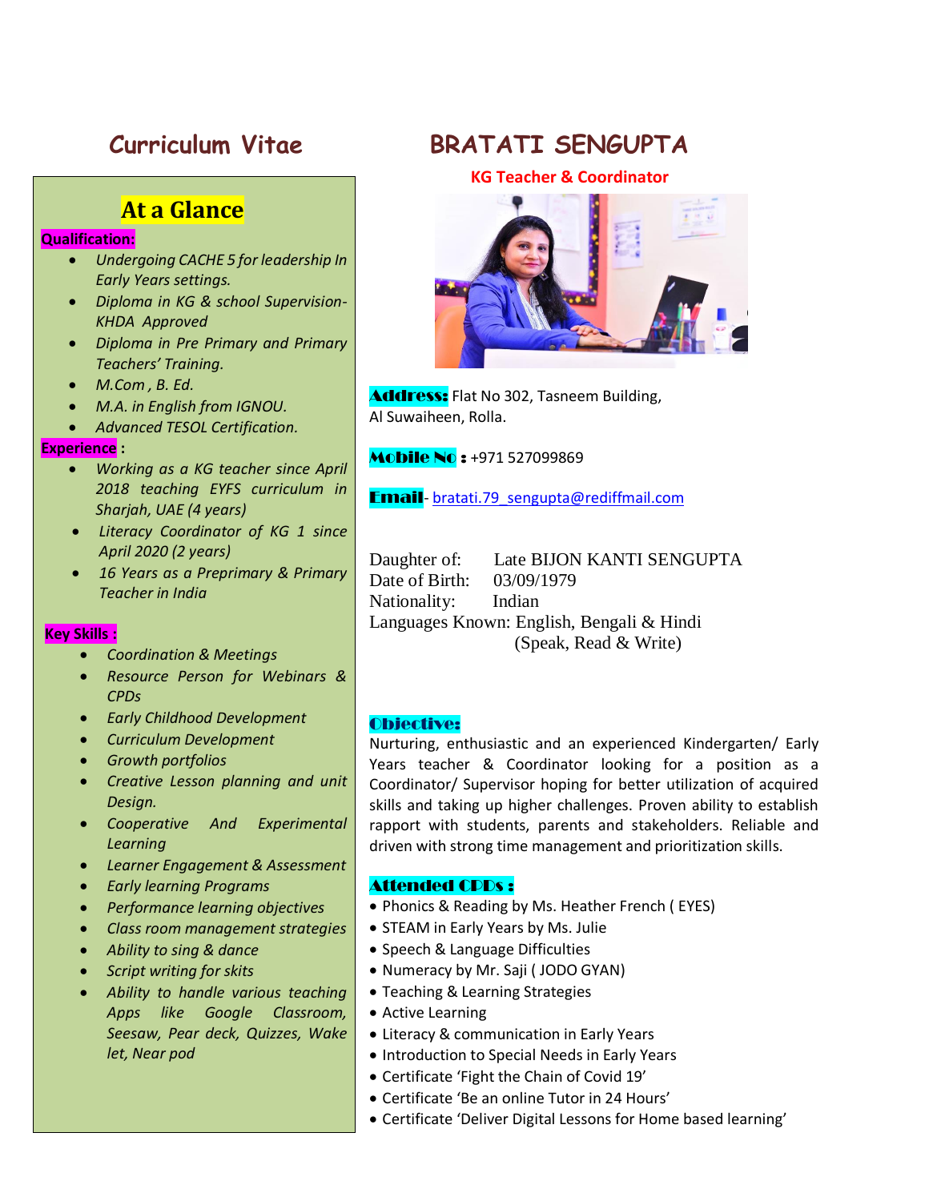# Curriculum Vitae

# BRATATI SENGUPTA

**KG Teacher & Coordinator**

**Address:** Flat No 302, Tasneem Building, Al Suwaiheen, Rolla.

**Mobile No :** +971 527099869

**Email**- bratati.79_sengupta@rediffmail.com

Daughter of: Late BIJON KANTI SENGUPTA
Date of Birth: 03/09/1979
Nationality: Indian
Languages Known: English, Bengali & Hindi (Speak, Read & Write)

## At a Glance

**Qualification:**

- *Undergoing CACHE 5 for leadership In Early Years settings.*
- *Diploma in KG & school Supervision- KHDA Approved*
- *Diploma in Pre Primary and Primary Teachers' Training.*
- *M.Com , B. Ed.*
- *M.A. in English from IGNOU.*
- *Advanced TESOL Certification.*

**Experience :**

- *Working as a KG teacher since April 2018 teaching EYFS curriculum in Sharjah, UAE (4 years)*
- *Literacy Coordinator of KG 1 since April 2020 (2 years)*
- *16 Years as a Preprimary & Primary Teacher in India*

**Key Skills :**

- *Coordination & Meetings*
- *Resource Person for Webinars & CPDs*
- *Early Childhood Development*
- *Curriculum Development*
- *Growth portfolios*
- *Creative Lesson planning and unit Design.*
- *Cooperative And Experimental Learning*
- *Learner Engagement & Assessment*
- *Early learning Programs*
- *Performance learning objectives*
- *Class room management strategies*
- *Ability to sing & dance*
- *Script writing for skits*
- *Ability to handle various teaching Apps like Google Classroom, Seesaw, Pear deck, Quizzes, Wake let, Near pod*

## Objective:

Nurturing, enthusiastic and an experienced Kindergarten/ Early Years teacher & Coordinator looking for a position as a Coordinator/ Supervisor hoping for better utilization of acquired skills and taking up higher challenges. Proven ability to establish rapport with students, parents and stakeholders. Reliable and driven with strong time management and prioritization skills.

## Attended CPDs :

- Phonics & Reading by Ms. Heather French ( EYES)
- STEAM in Early Years by Ms. Julie
- Speech & Language Difficulties
- Numeracy by Mr. Saji ( JODO GYAN)
- Teaching & Learning Strategies
- Active Learning
- Literacy & communication in Early Years
- Introduction to Special Needs in Early Years
- Certificate 'Fight the Chain of Covid 19'
- Certificate 'Be an online Tutor in 24 Hours'
- Certificate 'Deliver Digital Lessons for Home based learning'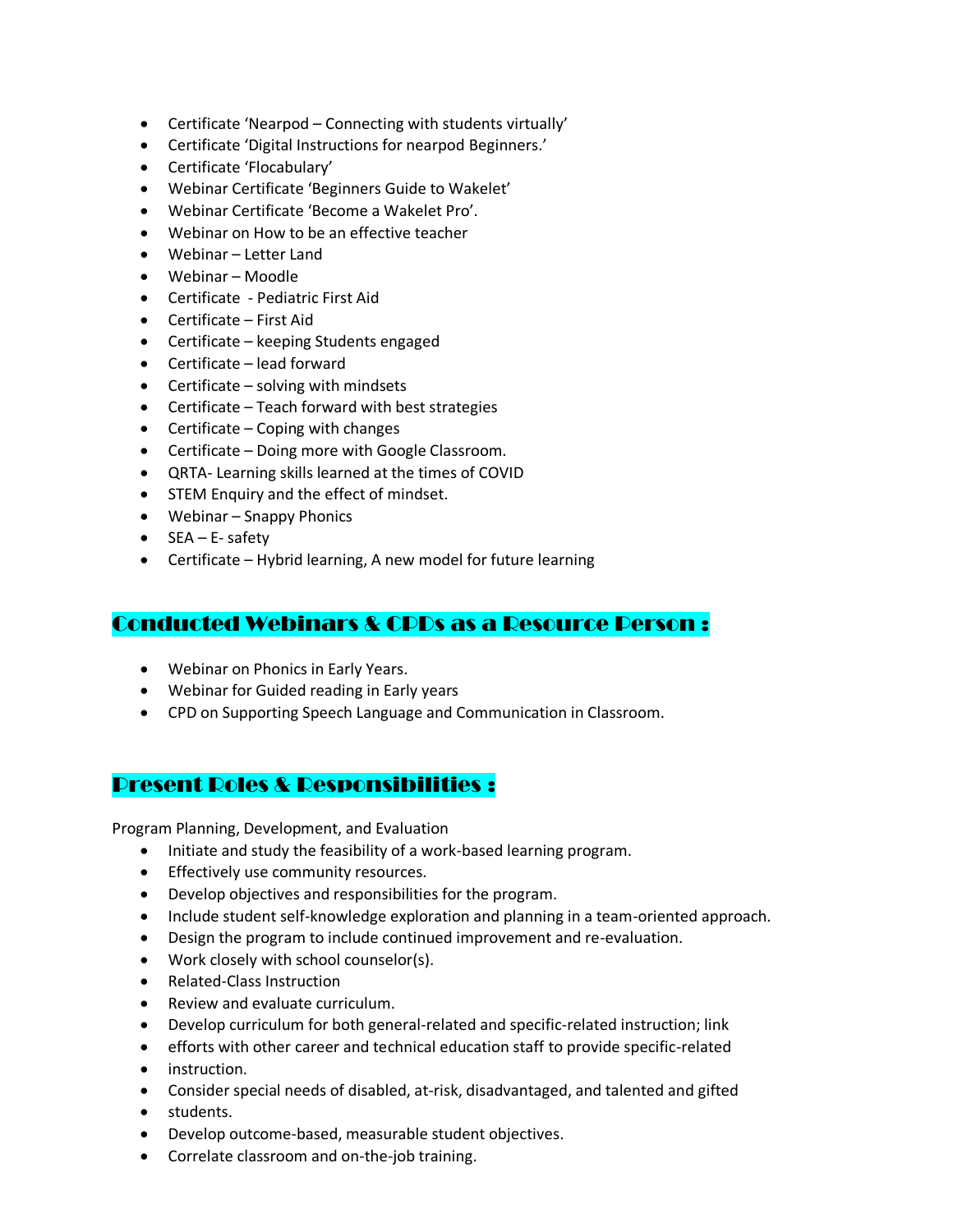- Certificate 'Nearpod – Connecting with students virtually'
- Certificate 'Digital Instructions for nearpod Beginners.'
- Certificate 'Flocabulary'
- Webinar Certificate 'Beginners Guide to Wakelet'
- Webinar Certificate 'Become a Wakelet Pro'.
- Webinar on How to be an effective teacher
- Webinar – Letter Land
- Webinar – Moodle
- Certificate - Pediatric First Aid
- Certificate – First Aid
- Certificate – keeping Students engaged
- Certificate – lead forward
- Certificate – solving with mindsets
- Certificate – Teach forward with best strategies
- Certificate – Coping with changes
- Certificate – Doing more with Google Classroom.
- QRTA- Learning skills learned at the times of COVID
- STEM Enquiry and the effect of mindset.
- Webinar – Snappy Phonics
- SEA – E- safety
- Certificate – Hybrid learning, A new model for future learning

## Conducted Webinars & CPDs as a Resource Person :

- Webinar on Phonics in Early Years.
- Webinar for Guided reading in Early years
- CPD on Supporting Speech Language and Communication in Classroom.

## Present Roles & Responsibilities :

Program Planning, Development, and Evaluation

- Initiate and study the feasibility of a work-based learning program.
- Effectively use community resources.
- Develop objectives and responsibilities for the program.
- Include student self-knowledge exploration and planning in a team-oriented approach.
- Design the program to include continued improvement and re-evaluation.
- Work closely with school counselor(s).
- Related-Class Instruction
- Review and evaluate curriculum.
- Develop curriculum for both general-related and specific-related instruction; link
- efforts with other career and technical education staff to provide specific-related
- instruction.
- Consider special needs of disabled, at-risk, disadvantaged, and talented and gifted
- students.
- Develop outcome-based, measurable student objectives.
- Correlate classroom and on-the-job training.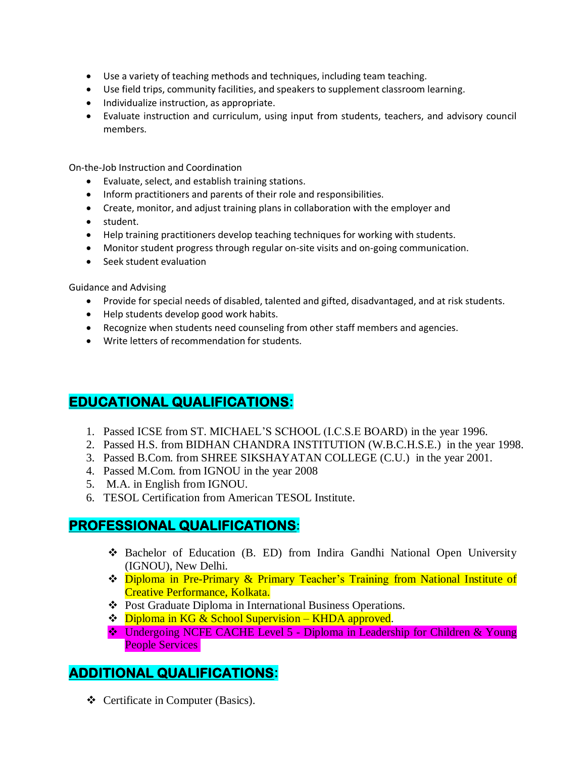- Use a variety of teaching methods and techniques, including team teaching.
- Use field trips, community facilities, and speakers to supplement classroom learning.
- Individualize instruction, as appropriate.
- Evaluate instruction and curriculum, using input from students, teachers, and advisory council members.

On-the-Job Instruction and Coordination

- Evaluate, select, and establish training stations.
- Inform practitioners and parents of their role and responsibilities.
- Create, monitor, and adjust training plans in collaboration with the employer and
- student.
- Help training practitioners develop teaching techniques for working with students.
- Monitor student progress through regular on-site visits and on-going communication.
- Seek student evaluation

Guidance and Advising

- Provide for special needs of disabled, talented and gifted, disadvantaged, and at risk students.
- Help students develop good work habits.
- Recognize when students need counseling from other staff members and agencies.
- Write letters of recommendation for students.

## EDUCATIONAL QUALIFICATIONS:

1. Passed ICSE from ST. MICHAEL'S SCHOOL (I.C.S.E BOARD) in the year 1996.
2. Passed H.S. from BIDHAN CHANDRA INSTITUTION (W.B.C.H.S.E.) in the year 1998.
3. Passed B.Com. from SHREE SIKSHAYATAN COLLEGE (C.U.) in the year 2001.
4. Passed M.Com. from IGNOU in the year 2008
5. M.A. in English from IGNOU.
6. TESOL Certification from American TESOL Institute.

## PROFESSIONAL QUALIFICATIONS:

- Bachelor of Education (B. ED) from Indira Gandhi National Open University (IGNOU), New Delhi.
- Diploma in Pre-Primary & Primary Teacher's Training from National Institute of Creative Performance, Kolkata.
- Post Graduate Diploma in International Business Operations.
- Diploma in KG & School Supervision – KHDA approved.
- Undergoing NCFE CACHE Level 5 - Diploma in Leadership for Children & Young People Services

## ADDITIONAL QUALIFICATIONS:

- Certificate in Computer (Basics).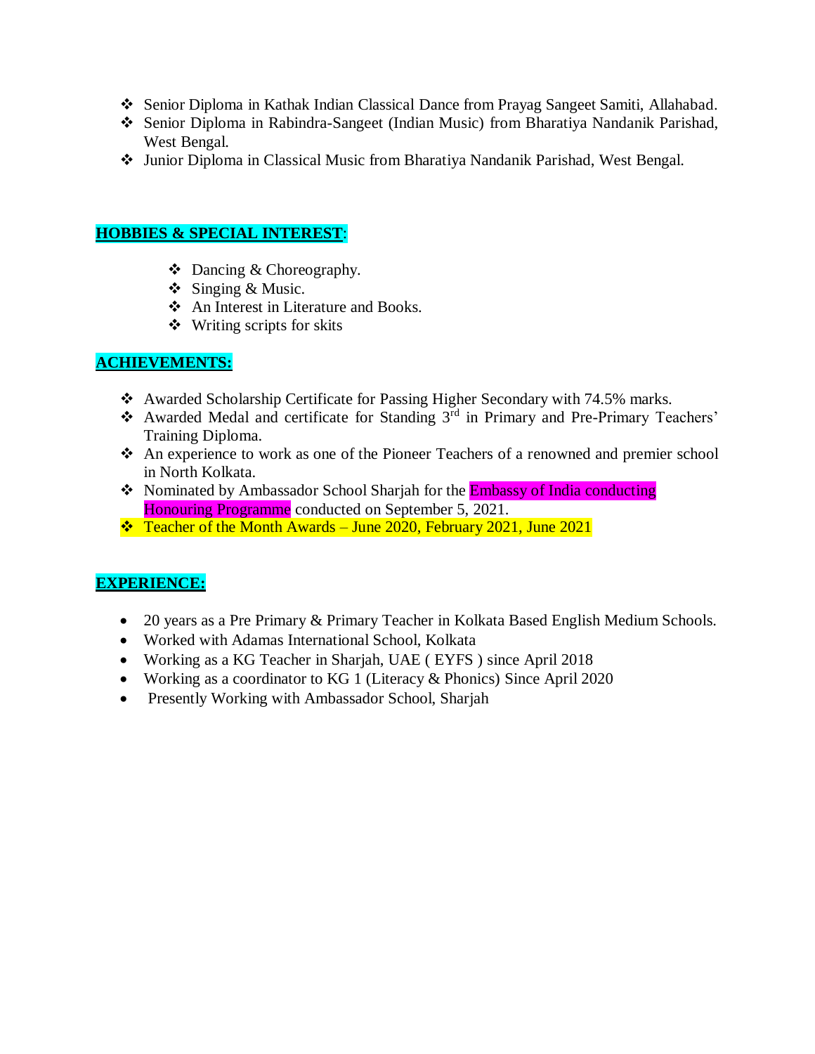- Senior Diploma in Kathak Indian Classical Dance from Prayag Sangeet Samiti, Allahabad.
- Senior Diploma in Rabindra-Sangeet (Indian Music) from Bharatiya Nandanik Parishad, West Bengal.
- Junior Diploma in Classical Music from Bharatiya Nandanik Parishad, West Bengal.

## **HOBBIES & SPECIAL INTEREST**:

- Dancing & Choreography.
- Singing & Music.
- An Interest in Literature and Books.
- Writing scripts for skits

## **ACHIEVEMENTS:**

- Awarded Scholarship Certificate for Passing Higher Secondary with 74.5% marks.
- Awarded Medal and certificate for Standing 3rd in Primary and Pre-Primary Teachers' Training Diploma.
- An experience to work as one of the Pioneer Teachers of a renowned and premier school in North Kolkata.
- Nominated by Ambassador School Sharjah for the Embassy of India conducting Honouring Programme conducted on September 5, 2021.
- Teacher of the Month Awards – June 2020, February 2021, June 2021

## **EXPERIENCE:**

- 20 years as a Pre Primary & Primary Teacher in Kolkata Based English Medium Schools.
- Worked with Adamas International School, Kolkata
- Working as a KG Teacher in Sharjah, UAE ( EYFS ) since April 2018
- Working as a coordinator to KG 1 (Literacy & Phonics) Since April 2020
- Presently Working with Ambassador School, Sharjah